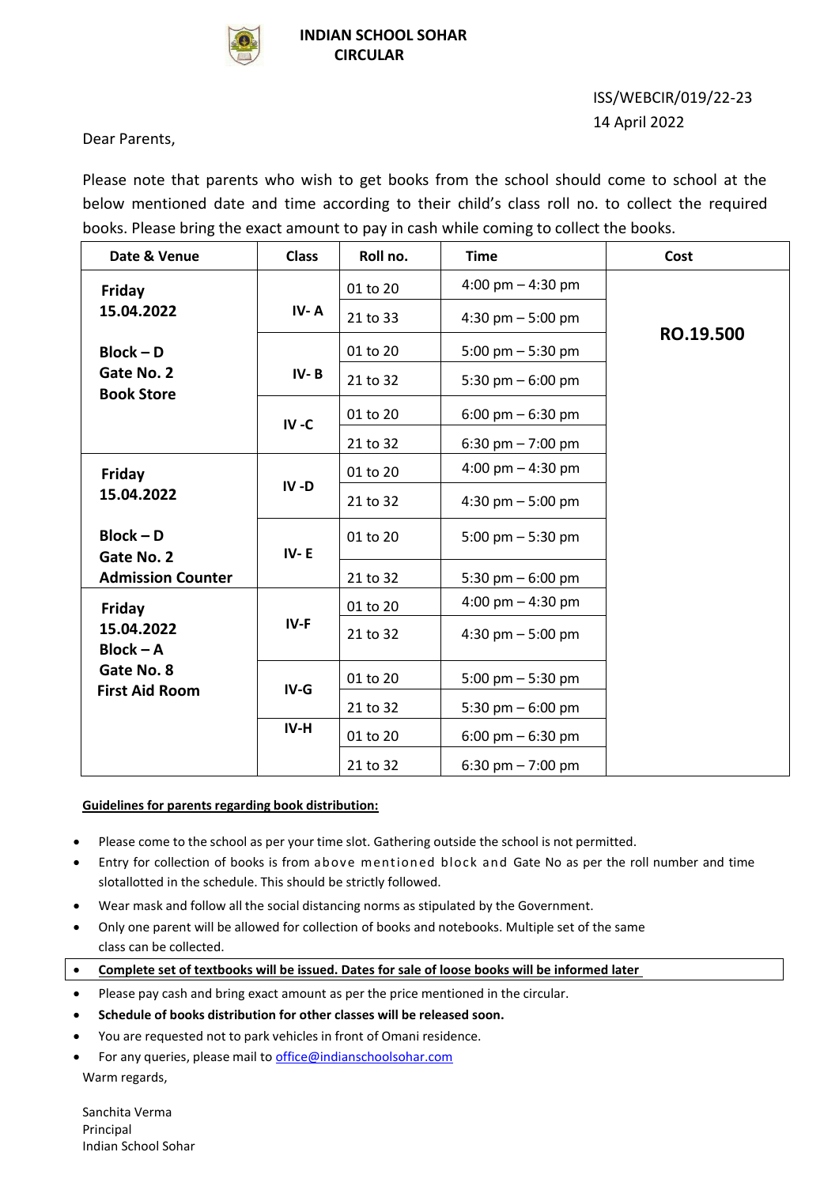# INDIAN SCHOOL SOHAR
## CIRCULAR

ISS/WEBCIR/019/22-23
14 April 2022

Dear Parents,

Please note that parents who wish to get books from the school should come to school at the below mentioned date and time according to their child's class roll no. to collect the required books. Please bring the exact amount to pay in cash while coming to collect the books.

| Date & Venue | Class | Roll no. | Time | Cost |
|---|---|---|---|---|
| **Friday 15.04.2022 Block – D Gate No. 2 Book Store** | **IV- A** | 01 to 20 | 4:00 pm – 4:30 pm | **RO.19.500** |
| | | 21 to 33 | 4:30 pm – 5:00 pm | |
| | **IV- B** | 01 to 20 | 5:00 pm – 5:30 pm | |
| | | 21 to 32 | 5:30 pm – 6:00 pm | |
| | **IV -C** | 01 to 20 | 6:00 pm – 6:30 pm | |
| | | 21 to 32 | 6:30 pm – 7:00 pm | |
| **Friday 15.04.2022 Block – D Gate No. 2 Admission Counter** | **IV -D** | 01 to 20 | 4:00 pm – 4:30 pm | |
| | | 21 to 32 | 4:30 pm – 5:00 pm | |
| | **IV- E** | 01 to 20 | 5:00 pm – 5:30 pm | |
| | | 21 to 32 | 5:30 pm – 6:00 pm | |
| **Friday 15.04.2022 Block – A Gate No. 8 First Aid Room** | **IV-F** | 01 to 20 | 4:00 pm – 4:30 pm | |
| | | 21 to 32 | 4:30 pm – 5:00 pm | |
| | **IV-G** | 01 to 20 | 5:00 pm – 5:30 pm | |
| | | 21 to 32 | 5:30 pm – 6:00 pm | |
| | **IV-H** | 01 to 20 | 6:00 pm – 6:30 pm | |
| | | 21 to 32 | 6:30 pm – 7:00 pm | |

**Guidelines for parents regarding book distribution:**

- Please come to the school as per your time slot. Gathering outside the school is not permitted.
- Entry for collection of books is from above mentioned block and Gate No as per the roll number and time slotallotted in the schedule. This should be strictly followed.
- Wear mask and follow all the social distancing norms as stipulated by the Government.
- Only one parent will be allowed for collection of books and notebooks. Multiple set of the same class can be collected.
- **Complete set of textbooks will be issued. Dates for sale of loose books will be informed later**
- Please pay cash and bring exact amount as per the price mentioned in the circular.
- **Schedule of books distribution for other classes will be released soon.**
- You are requested not to park vehicles in front of Omani residence.
- For any queries, please mail to office@indianschoolsohar.com

Warm regards,

Sanchita Verma
Principal
Indian School Sohar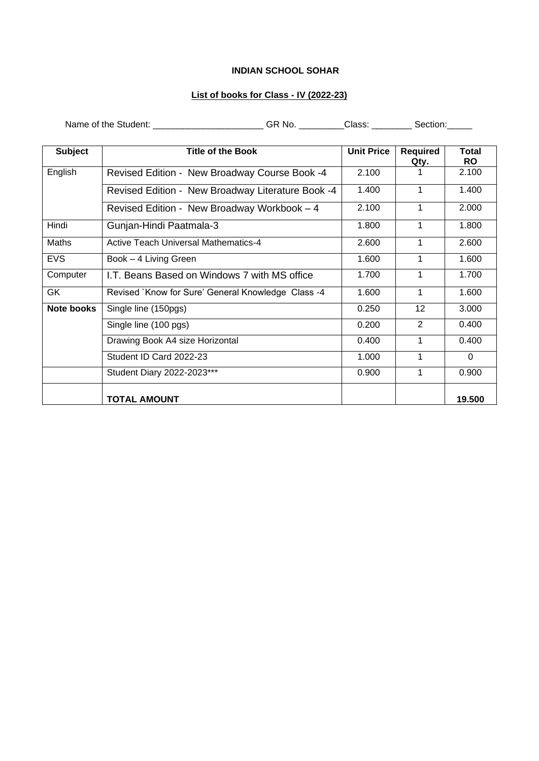**INDIAN SCHOOL SOHAR**

**List of books for Class - IV (2022-23)**

Name of the Student: ______________________ GR No. _________Class: ________ Section:_____

| Subject | Title of the Book | Unit Price | Required Qty. | Total RO |
|---|---|---|---|---|
| English | Revised Edition - New Broadway Course Book -4 | 2.100 | 1 | 2.100 |
| | Revised Edition - New Broadway Literature Book -4 | 1.400 | 1 | 1.400 |
| | Revised Edition - New Broadway Workbook – 4 | 2.100 | 1 | 2.000 |
| Hindi | Gunjan-Hindi Paatmala-3 | 1.800 | 1 | 1.800 |
| Maths | Active Teach Universal Mathematics-4 | 2.600 | 1 | 2.600 |
| EVS | Book – 4 Living Green | 1.600 | 1 | 1.600 |
| Computer | I.T. Beans Based on Windows 7 with MS office | 1.700 | 1 | 1.700 |
| GK | Revised `Know for Sure' General Knowledge Class -4 | 1.600 | 1 | 1.600 |
| **Note books** | Single line (150pgs) | 0.250 | 12 | 3.000 |
| | Single line (100 pgs) | 0.200 | 2 | 0.400 |
| | Drawing Book A4 size Horizontal | 0.400 | 1 | 0.400 |
| | Student ID Card 2022-23 | 1.000 | 1 | 0 |
| | Student Diary 2022-2023*** | 0.900 | 1 | 0.900 |
| | **TOTAL AMOUNT** | | | **19.500** |